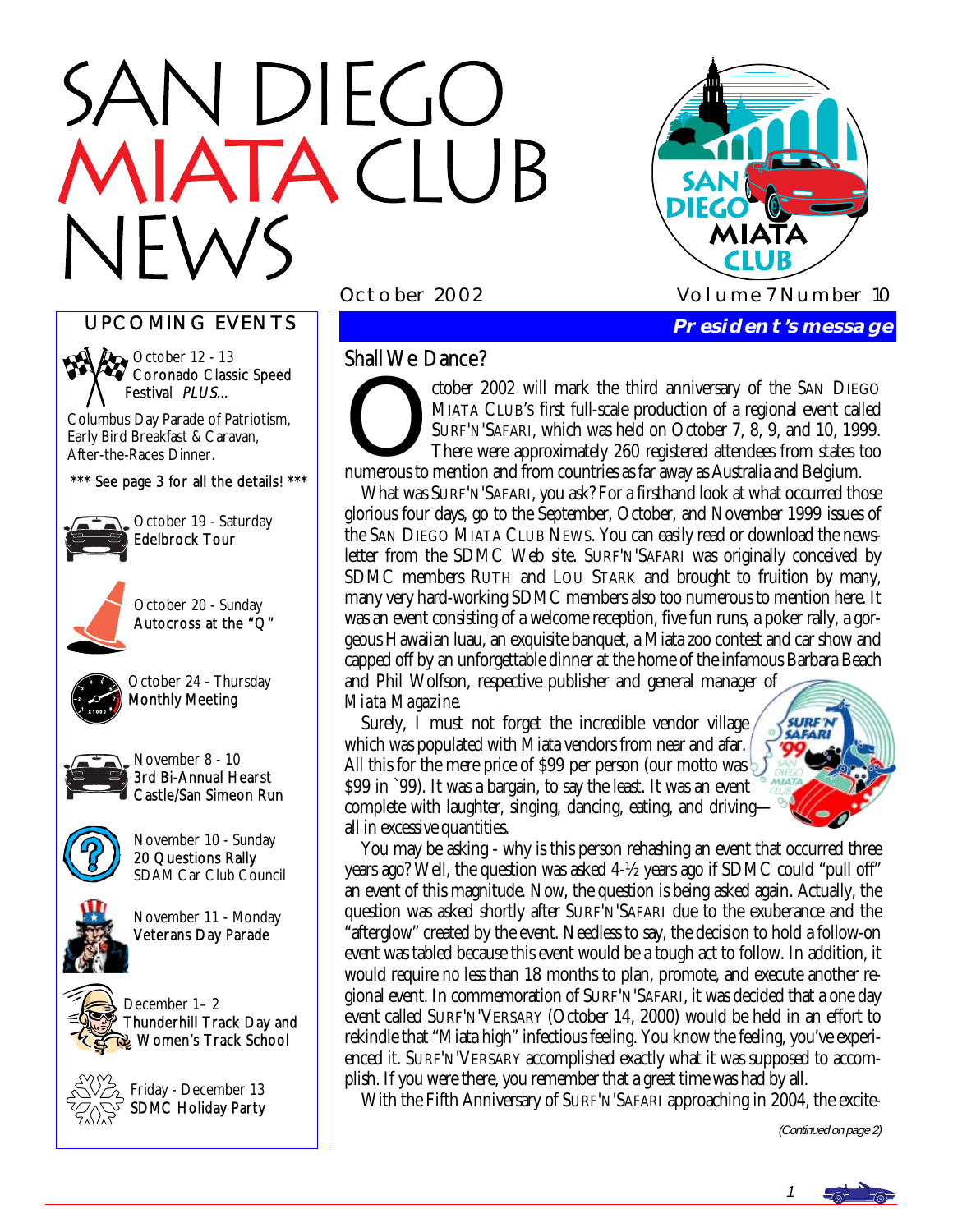# SAN DIEGO MIATA CLUB NEWS

October 2002 Volume 7 Number 10

## UPCOMING EVENTS

October 12 - 13
**Coronado Classic Speed Festival** *PLUS...*

Columbus Day Parade of Patriotism, Early Bird Breakfast & Caravan, After-the-Races Dinner.

**\*\*\* See page 3 for all the details! \*\*\***

October 19 - Saturday
**Edelbrock Tour**

October 20 - Sunday
**Autocross at the "Q"**

October 24 - Thursday
**Monthly Meeting**

November 8 - 10
**3rd Bi-Annual Hearst Castle/San Simeon Run**

November 10 - Sunday
**20 Questions Rally**
SDAM Car Club Council

November 11 - Monday
**Veterans Day Parade**

December 1– 2
**Thunderhill Track Day and Women's Track School**

Friday - December 13
**SDMC Holiday Party**

## President's message

### Shall We Dance?

October 2002 will mark the third anniversary of the SAN DIEGO MIATA CLUB'S first full-scale production of a regional event called SURF'N'SAFARI, which was held on October 7, 8, 9, and 10, 1999. There were approximately 260 registered attendees from states too numerous to mention and from countries as far away as Australia and Belgium.

What was SURF'N'SAFARI, you ask? For a firsthand look at what occurred those glorious four days, go to the September, October, and November 1999 issues of the SAN DIEGO MIATA CLUB NEWS. You can easily read or download the newsletter from the SDMC Web site. SURF'N'SAFARI was originally conceived by SDMC members RUTH and LOU STARK and brought to fruition by many, many very hard-working SDMC members also too numerous to mention here. It was an event consisting of a welcome reception, five fun runs, a poker rally, a gorgeous Hawaiian luau, an exquisite banquet, a Miata zoo contest and car show and capped off by an unforgettable dinner at the home of the infamous Barbara Beach and Phil Wolfson, respective publisher and general manager of *Miata Magazine*.

Surely, I must not forget the incredible vendor village which was populated with Miata vendors from near and afar. All this for the mere price of $99 per person (our motto was $99 in `99). It was a bargain, to say the least. It was an event complete with laughter, singing, dancing, eating, and driving—all in excessive quantities.

You may be asking - why is this person rehashing an event that occurred three years ago? Well, the question was asked 4-½ years ago if SDMC could "pull off" an event of this magnitude. Now, the question is being asked again. Actually, the question was asked shortly after SURF'N'SAFARI due to the exuberance and the "afterglow" created by the event. Needless to say, the decision to hold a follow-on event was tabled because this event would be a tough act to follow. In addition, it would require no less than 18 months to plan, promote, and execute another regional event. In commemoration of SURF'N'SAFARI, it was decided that a one day event called SURF'N'VERSARY (October 14, 2000) would be held in an effort to rekindle that "Miata high" infectious feeling. You know the feeling, you've experienced it. SURF'N'VERSARY accomplished exactly what it was supposed to accomplish. If you were there, you remember that a great time was had by all.

With the Fifth Anniversary of SURF'N'SAFARI approaching in 2004, the excite-

*(Continued on page 2)*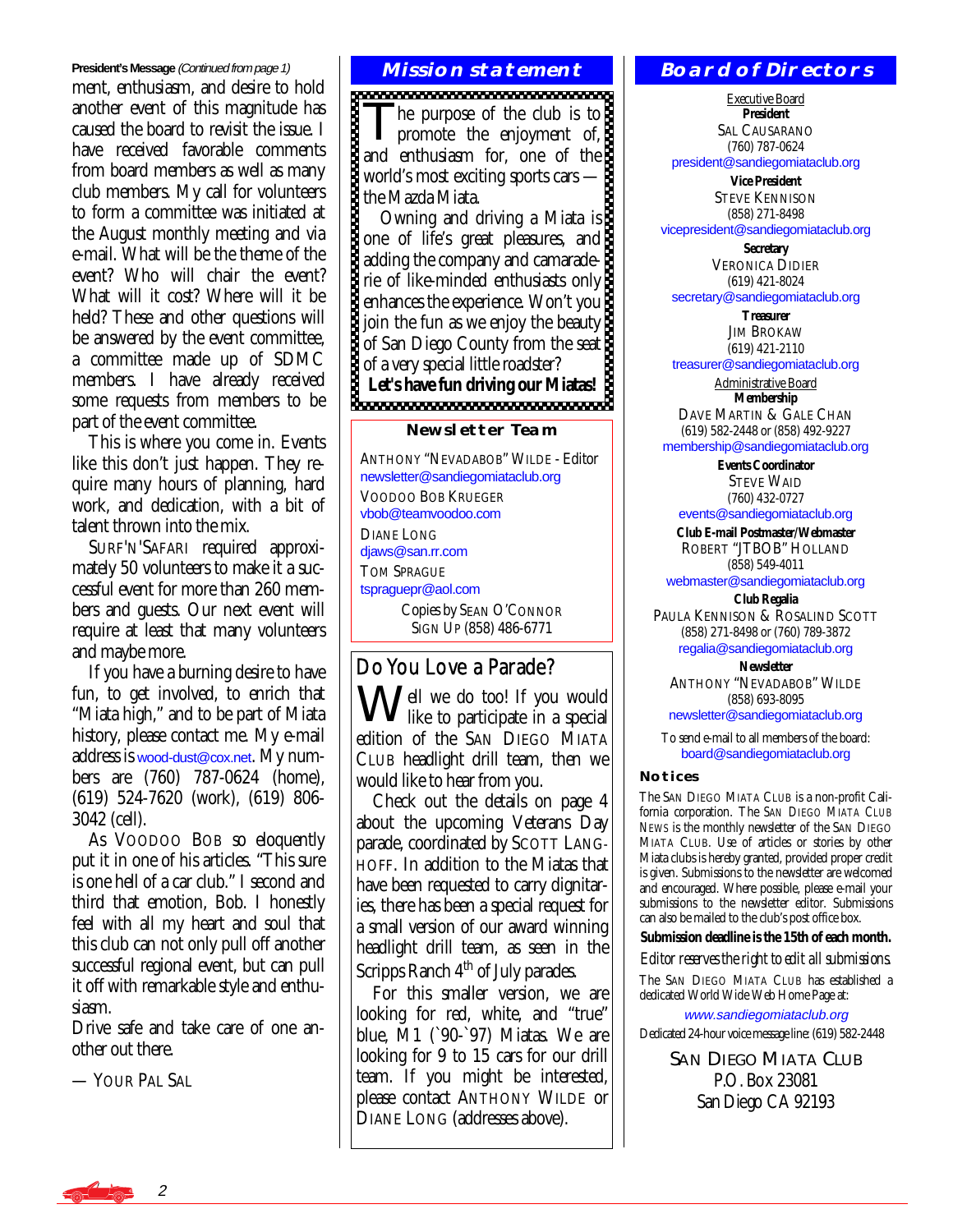**President's Message** *(Continued from page 1)*

ment, enthusiasm, and desire to hold another event of this magnitude has caused the board to revisit the issue. I have received favorable comments from board members as well as many club members. My call for volunteers to form a committee was initiated at the August monthly meeting and via e-mail. What will be the theme of the event? Who will chair the event? What will it cost? Where will it be held? These and other questions will be answered by the event committee, a committee made up of SDMC members. I have already received some requests from members to be part of the event committee.

This is where you come in. Events like this don't just happen. They require many hours of planning, hard work, and dedication, with a bit of talent thrown into the mix.

SURF'N'SAFARI required approximately 50 volunteers to make it a successful event for more than 260 members and guests. Our next event will require at least that many volunteers and maybe more.

If you have a burning desire to have fun, to get involved, to enrich that "Miata high," and to be part of Miata history, please contact me. My e-mail address is wood-dust@cox.net. My numbers are (760) 787-0624 (home), (619) 524-7620 (work), (619) 806-3042 (cell).

As VOODOO BOB so eloquently put it in one of his articles. "This sure is one hell of a car club." I second and third that emotion, Bob. I honestly feel with all my heart and soul that this club can not only pull off another successful regional event, but can pull it off with remarkable style and enthusiasm.

Drive safe and take care of one another out there.

— YOUR PAL SAL

## Mission statement

The purpose of the club is to promote the enjoyment of, and enthusiasm for, one of the world's most exciting sports cars — the Mazda Miata.

Owning and driving a Miata is one of life's great pleasures, and adding the company and camaraderie of like-minded enthusiasts only enhances the experience. Won't you join the fun as we enjoy the beauty of San Diego County from the seat of a very special little roadster?

**Let's have fun driving our Miatas!**

### Newsletter Team

ANTHONY "NEVADABOB" WILDE - Editor
newsletter@sandiegomiataclub.org

VOODOO BOB KRUEGER
vbob@teamvoodoo.com

DIANE LONG
djaws@san.rr.com

TOM SPRAGUE
tspraguepr@aol.com

Copies by SEAN O'CONNOR
SIGN UP (858) 486-6771

## Do You Love a Parade?

Well we do too! If you would like to participate in a special edition of the SAN DIEGO MIATA CLUB headlight drill team, then we would like to hear from you.

Check out the details on page 4 about the upcoming Veterans Day parade, coordinated by SCOTT LANGHOFF. In addition to the Miatas that have been requested to carry dignitaries, there has been a special request for a small version of our award winning headlight drill team, as seen in the Scripps Ranch 4th of July parades.

For this smaller version, we are looking for red, white, and "true" blue, M1 (`90-`97) Miatas. We are looking for 9 to 15 cars for our drill team. If you might be interested, please contact ANTHONY WILDE or DIANE LONG (addresses above).

## Board of Directors

Executive Board

**President**
SAL CAUSARANO
(760) 787-0624
president@sandiegomiataclub.org

**Vice President**
STEVE KENNISON
(858) 271-8498
vicepresident@sandiegomiataclub.org

**Secretary**
VERONICA DIDIER
(619) 421-8024
secretary@sandiegomiataclub.org

**Treasurer**
JIM BROKAW
(619) 421-2110
treasurer@sandiegomiataclub.org

Administrative Board

**Membership**
DAVE MARTIN & GALE CHAN
(619) 582-2448 or (858) 492-9227
membership@sandiegomiataclub.org

**Events Coordinator**
STEVE WAID
(760) 432-0727
events@sandiegomiataclub.org

**Club E-mail Postmaster/Webmaster**
ROBERT "JTBOB" HOLLAND
(858) 549-4011
webmaster@sandiegomiataclub.org

**Club Regalia**
PAULA KENNISON & ROSALIND SCOTT
(858) 271-8498 or (760) 789-3872
regalia@sandiegomiataclub.org

**Newsletter**
ANTHONY "NEVADABOB" WILDE
(858) 693-8095
newsletter@sandiegomiataclub.org

To send e-mail to all members of the board:
board@sandiegomiataclub.org

### Notices

The SAN DIEGO MIATA CLUB is a non-profit California corporation. The SAN DIEGO MIATA CLUB NEWS is the monthly newsletter of the SAN DIEGO MIATA CLUB. Use of articles or stories by other Miata clubs is hereby granted, provided proper credit is given. Submissions to the newsletter are welcomed and encouraged. Where possible, please e-mail your submissions to the newsletter editor. Submissions can also be mailed to the club's post office box.

**Submission deadline is the 15th of each month.**

*Editor reserves the right to edit all submissions.*

The SAN DIEGO MIATA CLUB has established a dedicated World Wide Web Home Page at:

*www.sandiegomiataclub.org*

Dedicated 24-hour voice message line: (619) 582-2448

SAN DIEGO MIATA CLUB
P.O. Box 23081
San Diego CA 92193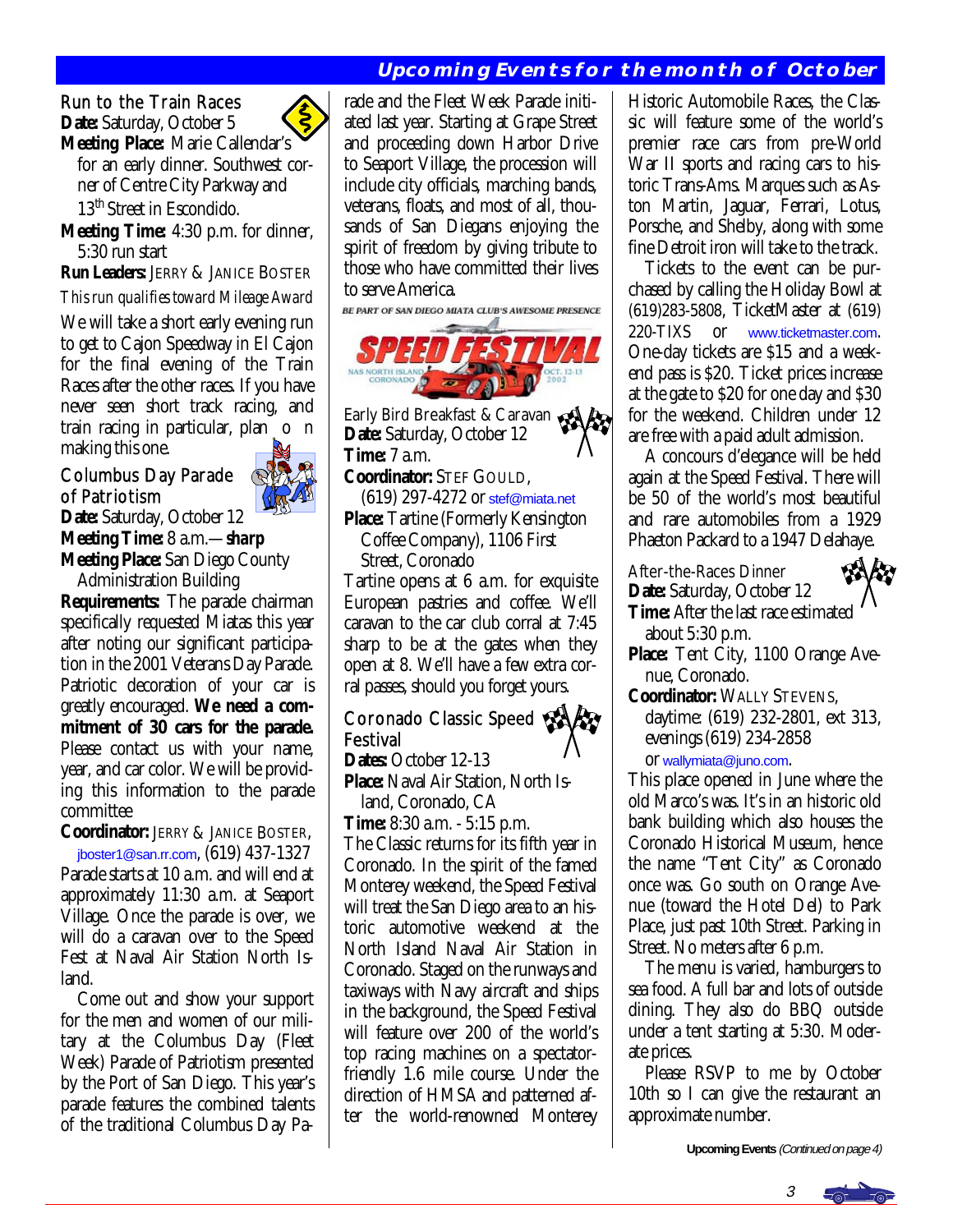## Upcoming Events for the month of October

### Run to the Train Races

**Date:** Saturday, October 5

**Meeting Place:** Marie Callendar's for an early dinner. Southwest corner of Centre City Parkway and 13th Street in Escondido.

**Meeting Time:** 4:30 p.m. for dinner, 5:30 run start

**Run Leaders:** JERRY & JANICE BOSTER

*This run qualifies toward Mileage Award*

We will take a short early evening run to get to Cajon Speedway in El Cajon for the final evening of the Train Races after the other races. If you have never seen short track racing, and train racing in particular, plan on making this one.

### Columbus Day Parade of Patriotism

**Date:** Saturday, October 12

**Meeting Time:** 8 a.m.—**sharp**

**Meeting Place:** San Diego County Administration Building

**Requirements:** The parade chairman specifically requested Miatas this year after noting our significant participation in the 2001 Veterans Day Parade. Patriotic decoration of your car is greatly encouraged. **We need a commitment of 30 cars for the parade.** Please contact us with your name, year, and car color. We will be providing this information to the parade committee

**Coordinator:** JERRY & JANICE BOSTER, jboster1@san.rr.com, (619) 437-1327

Parade starts at 10 a.m. and will end at approximately 11:30 a.m. at Seaport Village. Once the parade is over, we will do a caravan over to the Speed Fest at Naval Air Station North Island.

Come out and show your support for the men and women of our military at the Columbus Day (Fleet Week) Parade of Patriotism presented by the Port of San Diego. This year's parade features the combined talents of the traditional Columbus Day Parade and the Fleet Week Parade initiated last year. Starting at Grape Street and proceeding down Harbor Drive to Seaport Village, the procession will include city officials, marching bands, veterans, floats, and most of all, thousands of San Diegans enjoying the spirit of freedom by giving tribute to those who have committed their lives to serve America.

BE PART OF SAN DIEGO MIATA CLUB'S AWESOME PRESENCE

SPEED FESTIVAL — NAS NORTH ISLAND CORONADO — OCT. 12-13 2002

### Early Bird Breakfast & Caravan

**Date:** Saturday, October 12

**Time:** 7 a.m.

**Coordinator:** STEF GOULD, (619) 297-4272 or stef@miata.net

**Place:** Tartine (Formerly Kensington Coffee Company), 1106 First Street, Coronado

Tartine opens at 6 a.m. for exquisite European pastries and coffee. We'll caravan to the car club corral at 7:45 sharp to be at the gates when they open at 8. We'll have a few extra corral passes, should you forget yours.

### Coronado Classic Speed Festival

**Dates:** October 12-13

**Place:** Naval Air Station, North Island, Coronado, CA

**Time:** 8:30 a.m. - 5:15 p.m.

The Classic returns for its fifth year in Coronado. In the spirit of the famed Monterey weekend, the Speed Festival will treat the San Diego area to an historic automotive weekend at the North Island Naval Air Station in Coronado. Staged on the runways and taxiways with Navy aircraft and ships in the background, the Speed Festival will feature over 200 of the world's top racing machines on a spectator-friendly 1.6 mile course. Under the direction of HMSA and patterned after the world-renowned Monterey Historic Automobile Races, the Classic will feature some of the world's premier race cars from pre-World War II sports and racing cars to historic Trans-Ams. Marques such as Aston Martin, Jaguar, Ferrari, Lotus, Porsche, and Shelby, along with some fine Detroit iron will take to the track.

Tickets to the event can be purchased by calling the Holiday Bowl at (619)283-5808, TicketMaster at (619) 220-TIXS or www.ticketmaster.com. One-day tickets are $15 and a weekend pass is $20. Ticket prices increase at the gate to $20 for one day and $30 for the weekend. Children under 12 are free with a paid adult admission.

A concours d'elegance will be held again at the Speed Festival. There will be 50 of the world's most beautiful and rare automobiles from a 1929 Phaeton Packard to a 1947 Delahaye.

### After-the-Races Dinner

**Date:** Saturday, October 12

**Time:** After the last race estimated about 5:30 p.m.

**Place:** Tent City, 1100 Orange Avenue, Coronado.

**Coordinator:** WALLY STEVENS, daytime: (619) 232-2801, ext 313, evenings (619) 234-2858 or wallymiata@juno.com.

This place opened in June where the old Marco's was. It's in an historic old bank building which also houses the Coronado Historical Museum, hence the name "Tent City" as Coronado once was. Go south on Orange Avenue (toward the Hotel Del) to Park Place, just past 10th Street. Parking in Street. No meters after 6 p.m.

The menu is varied, hamburgers to sea food. A full bar and lots of outside dining. They also do BBQ outside under a tent starting at 5:30. Moderate prices.

Please RSVP to me by October 10th so I can give the restaurant an approximate number.

**Upcoming Events** *(Continued on page 4)*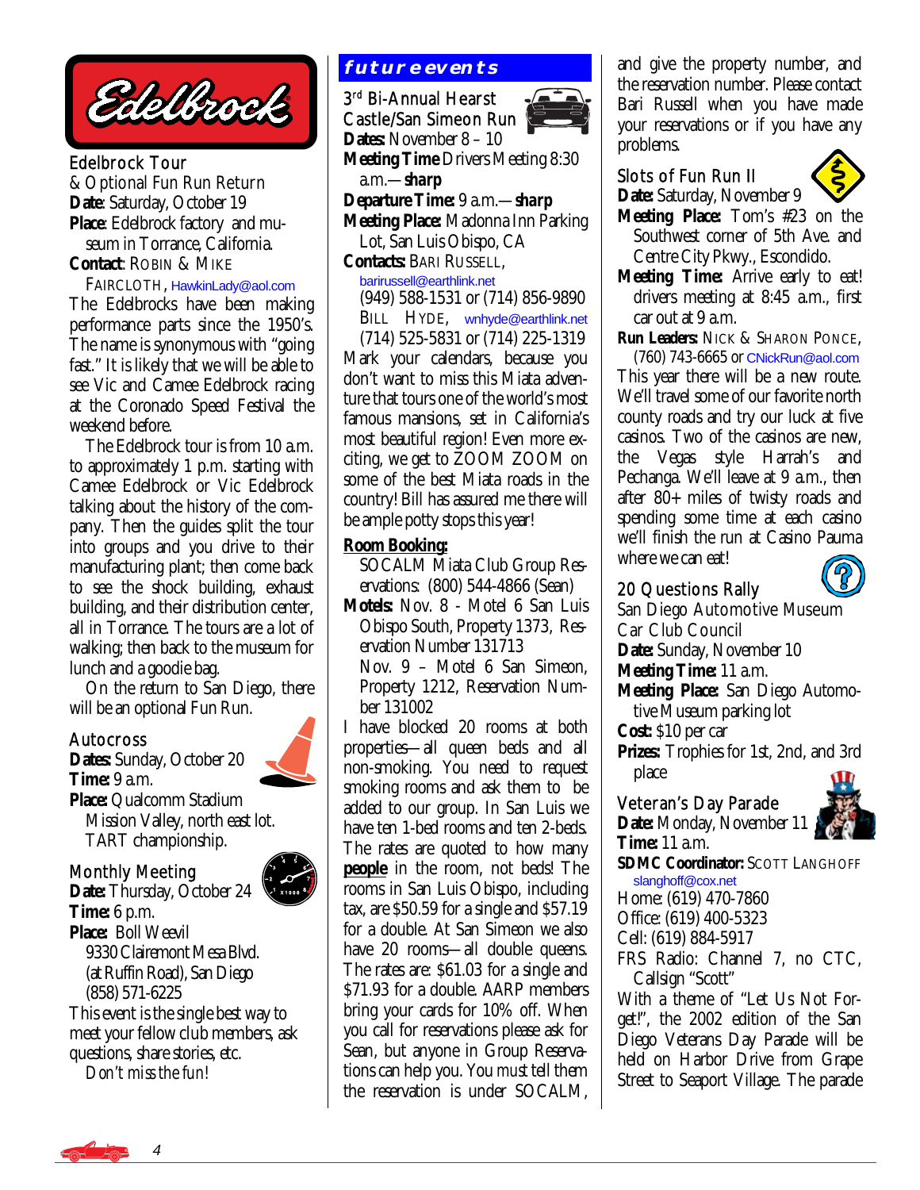## Edelbrock Tour

& Optional Fun Run Return

**Date**: Saturday, October 19

**Place**: Edelbrock factory and museum in Torrance, California.

**Contact**: Robin & Mike Fairclоth, HawkinLady@aol.com

The Edelbrocks have been making performance parts since the 1950's. The name is synonymous with "going fast." It is likely that we will be able to see Vic and Camee Edelbrock racing at the Coronado Speed Festival the weekend before.

The Edelbrock tour is from 10 a.m. to approximately 1 p.m. starting with Camee Edelbrock or Vic Edelbrock talking about the history of the company. Then the guides split the tour into groups and you drive to their manufacturing plant; then come back to see the shock building, exhaust building, and their distribution center, all in Torrance. The tours are a lot of walking; then back to the museum for lunch and a goodie bag.

On the return to San Diego, there will be an optional Fun Run.

## Autocross

**Dates**: Sunday, October 20

**Time**: 9 a.m.

**Place**: Qualcomm Stadium Mission Valley, north east lot. TART championship.

## Monthly Meeting

**Date**: Thursday, October 24

**Time**: 6 p.m.

**Place**: Boll Weevil
9330 Clairemont Mesa Blvd.
(at Ruffin Road), San Diego
(858) 571-6225

This event is the single best way to meet your fellow club members, ask questions, share stories, etc.

*Don't miss the fun!*

# future events

## 3rd Bi-Annual Hearst Castle/San Simeon Run

**Dates**: November 8 – 10

**Meeting Time** Drivers Meeting 8:30 a.m.—**sharp**

**Departure Time**: 9 a.m.—**sharp**

**Meeting Place**: Madonna Inn Parking Lot, San Luis Obispo, CA

**Contacts**: Bari Russell, barirussell@earthlink.net
(949) 588-1531 or (714) 856-9890
Bill Hyde, wnhyde@earthlink.net
(714) 525-5831 or (714) 225-1319

Mark your calendars, because you don't want to miss this Miata adventure that tours one of the world's most famous mansions, set in California's most beautiful region! Even more exciting, we get to ZOOM ZOOM on some of the best Miata roads in the country! Bill has assured me there will be ample potty stops this year!

**Room Booking**:

SOCALM Miata Club Group Reservations: (800) 544-4866 (Sean)

**Motels**: Nov. 8 - Motel 6 San Luis Obispo South, Property 1373, Reservation Number 131713

Nov. 9 – Motel 6 San Simeon, Property 1212, Reservation Number 131002

I have blocked 20 rooms at both properties—all queen beds and all non-smoking. You need to request smoking rooms and ask them to be added to our group. In San Luis we have ten 1-bed rooms and ten 2-beds. The rates are quoted to how many **people** in the room, not beds! The rooms in San Luis Obispo, including tax, are $50.59 for a single and $57.19 for a double. At San Simeon we also have 20 rooms—all double queens. The rates are: $61.03 for a single and $71.93 for a double. AARP members bring your cards for 10% off. When you call for reservations please ask for Sean, but anyone in Group Reservations can help you. You must tell them the reservation is under SOCALM, and give the property number, and the reservation number. Please contact Bari Russell when you have made your reservations or if you have any problems.

## Slots of Fun Run II

**Date**: Saturday, November 9

**Meeting Place**: Tom's #23 on the Southwest corner of 5th Ave. and Centre City Pkwy., Escondido.

**Meeting Time**: Arrive early to eat! drivers meeting at 8:45 a.m., first car out at 9 a.m.

**Run Leaders**: Nick & Sharon Ponce, (760) 743-6665 or CNickRun@aol.com

This year there will be a new route. We'll travel some of our favorite north county roads and try our luck at five casinos. Two of the casinos are new, the Vegas style Harrah's and Pechanga. We'll leave at 9 a.m., then after 80+ miles of twisty roads and spending some time at each casino we'll finish the run at Casino Pauma where we can eat!

## 20 Questions Rally

San Diego Automotive Museum Car Club Council

**Date**: Sunday, November 10

**Meeting Time**: 11 a.m.

**Meeting Place**: San Diego Automotive Museum parking lot

**Cost**: $10 per car

**Prizes**: Trophies for 1st, 2nd, and 3rd place

## Veteran's Day Parade

**Date**: Monday, November 11

**Time**: 11 a.m.

**SDMC Coordinator**: Scott Langhoff slanghoff@cox.net

Home: (619) 470-7860
Office: (619) 400-5323
Cell: (619) 884-5917
FRS Radio: Channel 7, no CTC, Callsign "Scott"

With a theme of "Let Us Not Forget!", the 2002 edition of the San Diego Veterans Day Parade will be held on Harbor Drive from Grape Street to Seaport Village. The parade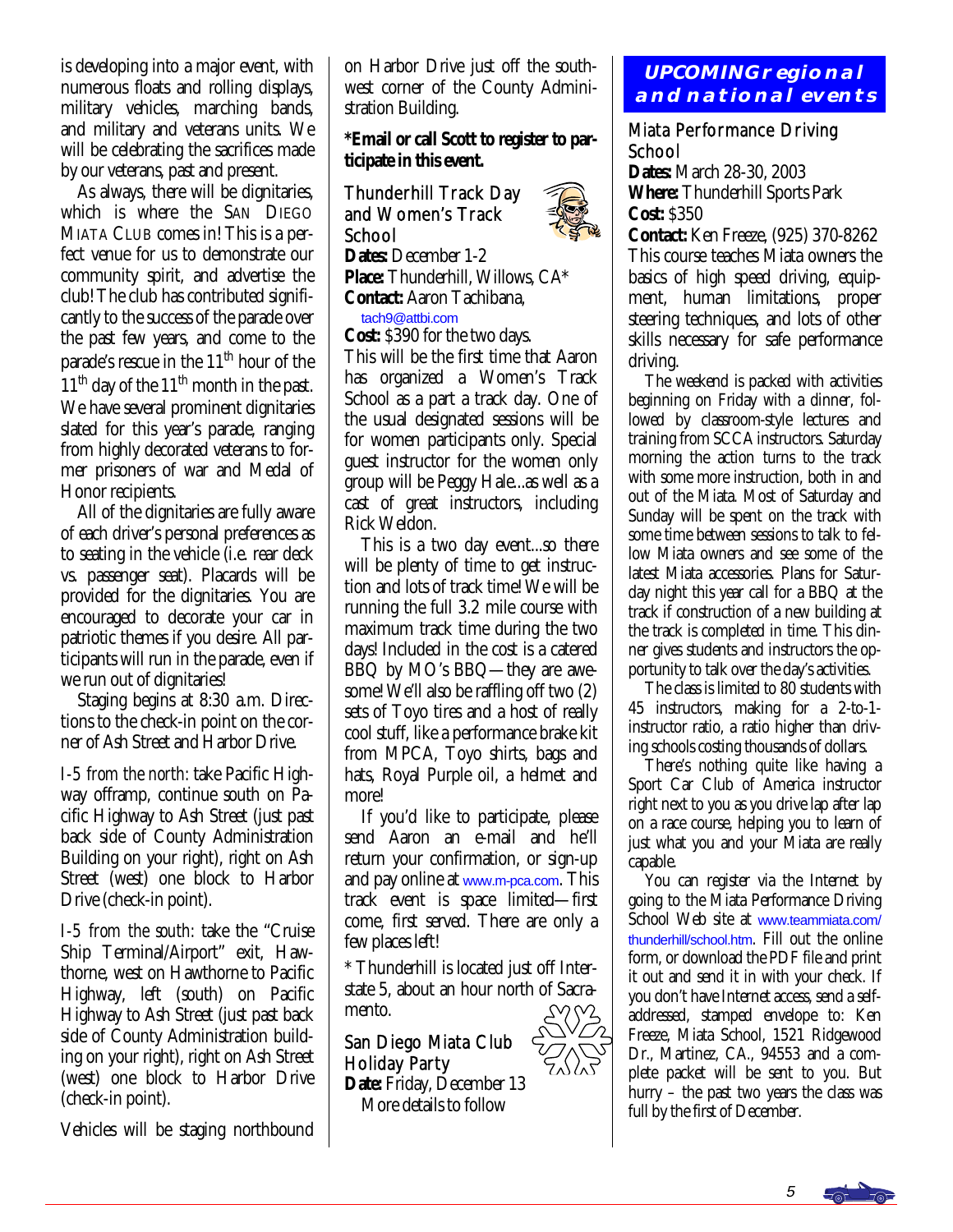is developing into a major event, with numerous floats and rolling displays, military vehicles, marching bands, and military and veterans units. We will be celebrating the sacrifices made by our veterans, past and present.

As always, there will be dignitaries, which is where the SAN DIEGO MIATA CLUB comes in! This is a perfect venue for us to demonstrate our community spirit, and advertise the club! The club has contributed significantly to the success of the parade over the past few years, and come to the parade's rescue in the 11th hour of the 11th day of the 11th month in the past. We have several prominent dignitaries slated for this year's parade, ranging from highly decorated veterans to former prisoners of war and Medal of Honor recipients.

All of the dignitaries are fully aware of each driver's personal preferences as to seating in the vehicle (i.e. rear deck vs. passenger seat). Placards will be provided for the dignitaries. You are encouraged to decorate your car in patriotic themes if you desire. All participants will run in the parade, even if we run out of dignitaries!

Staging begins at 8:30 a.m. Directions to the check-in point on the corner of Ash Street and Harbor Drive.

*I-5 from the north:* take Pacific Highway offramp, continue south on Pacific Highway to Ash Street (just past back side of County Administration Building on your right), right on Ash Street (west) one block to Harbor Drive (check-in point).

*I-5 from the south:* take the "Cruise Ship Terminal/Airport" exit, Hawthorne, west on Hawthorne to Pacific Highway, left (south) on Pacific Highway to Ash Street (just past back side of County Administration building on your right), right on Ash Street (west) one block to Harbor Drive (check-in point).

Vehicles will be staging northbound on Harbor Drive just off the southwest corner of the County Administration Building.

**\*Email or call Scott to register to participate in this event.**

### Thunderhill Track Day and Women's Track School

**Dates:** December 1-2
**Place:** Thunderhill, Willows, CA*
**Contact:** Aaron Tachibana, tach9@attbi.com
**Cost:** $390 for the two days.

This will be the first time that Aaron has organized a Women's Track School as a part a track day. One of the usual designated sessions will be for women participants only. Special guest instructor for the women only group will be Peggy Hale...as well as a cast of great instructors, including Rick Weldon.

This is a two day event...so there will be plenty of time to get instruction and lots of track time! We will be running the full 3.2 mile course with maximum track time during the two days! Included in the cost is a catered BBQ by MO's BBQ—they are awesome! We'll also be raffling off two (2) sets of Toyo tires and a host of really cool stuff, like a performance brake kit from MPCA, Toyo shirts, bags and hats, Royal Purple oil, a helmet and more!

If you'd like to participate, please send Aaron an e-mail and he'll return your confirmation, or sign-up and pay online at www.m-pca.com. This track event is space limited—first come, first served. There are only a few places left!

\* Thunderhill is located just off Interstate 5, about an hour north of Sacramento.

### San Diego Miata Club Holiday Party

**Date:** Friday, December 13
More details to follow

## UPCOMING regional and national events

### Miata Performance Driving School

**Dates:** March 28-30, 2003
**Where:** Thunderhill Sports Park
**Cost:** $350
**Contact:** Ken Freeze, (925) 370-8262

This course teaches Miata owners the basics of high speed driving, equipment, human limitations, proper steering techniques, and lots of other skills necessary for safe performance driving.

The weekend is packed with activities beginning on Friday with a dinner, followed by classroom-style lectures and training from SCCA instructors. Saturday morning the action turns to the track with some more instruction, both in and out of the Miata. Most of Saturday and Sunday will be spent on the track with some time between sessions to talk to fellow Miata owners and see some of the latest Miata accessories. Plans for Saturday night this year call for a BBQ at the track if construction of a new building at the track is completed in time. This dinner gives students and instructors the opportunity to talk over the day's activities.

The class is limited to 80 students with 45 instructors, making for a 2-to-1-instructor ratio, a ratio higher than driving schools costing thousands of dollars.

There's nothing quite like having a Sport Car Club of America instructor right next to you as you drive lap after lap on a race course, helping you to learn of just what you and your Miata are really capable.

You can register via the Internet by going to the Miata Performance Driving School Web site at www.teammiata.com/thunderhill/school.htm. Fill out the online form, or download the PDF file and print it out and send it in with your check. If you don't have Internet access, send a self-addressed, stamped envelope to: Ken Freeze, Miata School, 1521 Ridgewood Dr., Martinez, CA., 94553 and a complete packet will be sent to you. But hurry – the past two years the class was full by the first of December.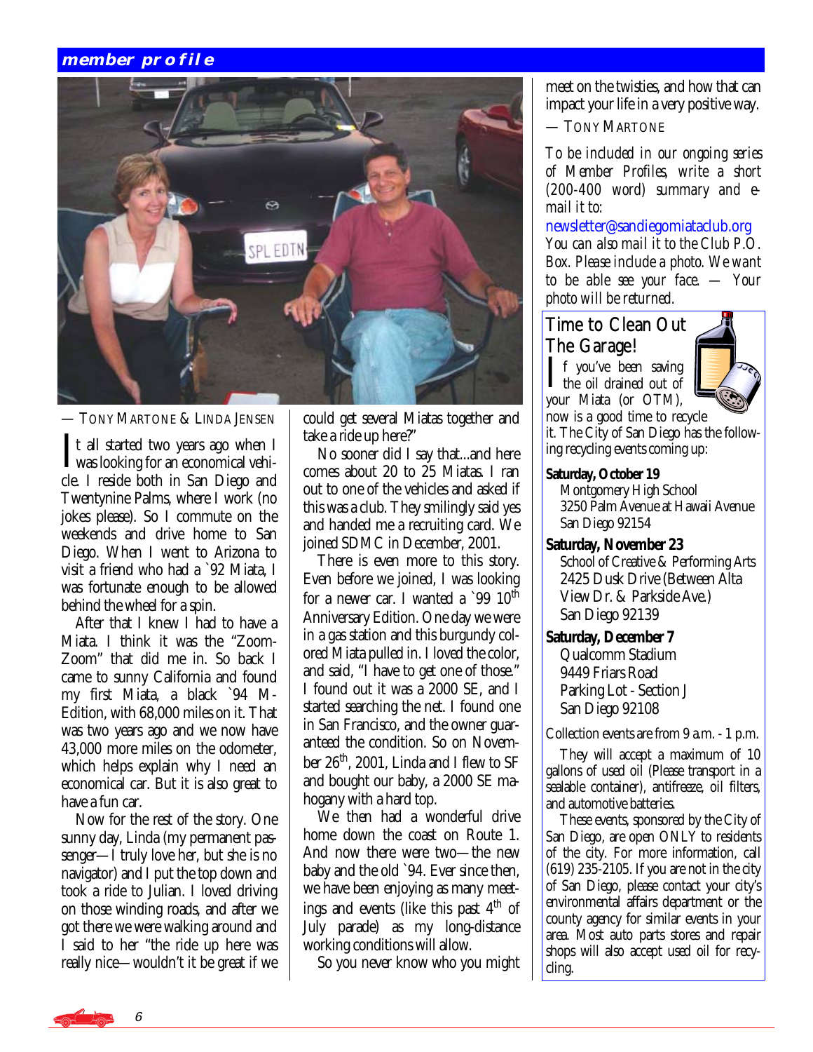## member profile

— TONY MARTONE & LINDA JENSEN

It all started two years ago when I was looking for an economical vehicle. I reside both in San Diego and Twentynine Palms, where I work (no jokes please). So I commute on the weekends and drive home to San Diego. When I went to Arizona to visit a friend who had a `92 Miata, I was fortunate enough to be allowed behind the wheel for a spin.

After that I knew I had to have a Miata. I think it was the "Zoom-Zoom" that did me in. So back I came to sunny California and found my first Miata, a black `94 M-Edition, with 68,000 miles on it. That was two years ago and we now have 43,000 more miles on the odometer, which helps explain why I need an economical car. But it is also great to have a fun car.

Now for the rest of the story. One sunny day, Linda (my permanent passenger—I truly love her, but she is no navigator) and I put the top down and took a ride to Julian. I loved driving on those winding roads, and after we got there we were walking around and I said to her "the ride up here was really nice—wouldn't it be great if we could get several Miatas together and take a ride up here?"

No sooner did I say that...and here comes about 20 to 25 Miatas. I ran out to one of the vehicles and asked if this was a club. They smilingly said yes and handed me a recruiting card. We joined SDMC in December, 2001.

There is even more to this story. Even before we joined, I was looking for a newer car. I wanted a `99 10th Anniversary Edition. One day we were in a gas station and this burgundy colored Miata pulled in. I loved the color, and said, "I have to get one of those." I found out it was a 2000 SE, and I started searching the net. I found one in San Francisco, and the owner guaranteed the condition. So on November 26th, 2001, Linda and I flew to SF and bought our baby, a 2000 SE mahogany with a hard top.

We then had a wonderful drive home down the coast on Route 1. And now there were two—the new baby and the old `94. Ever since then, we have been enjoying as many meetings and events (like this past 4th of July parade) as my long-distance working conditions will allow.

So you never know who you might meet on the twisties, and how that can impact your life in a very positive way.

— TONY MARTONE

*To be included in our ongoing series of Member Profiles, write a short (200-400 word) summary and e-mail it to:*

newsletter@sandiegomiataclub.org

*You can also mail it to the Club P.O. Box. Please include a photo. We want to be able see your face. — Your photo will be returned.*

## Time to Clean Out The Garage!

If you've been saving the oil drained out of your Miata (or OTM), now is a good time to recycle it. The City of San Diego has the following recycling events coming up:

**Saturday, October 19**
Montgomery High School
3250 Palm Avenue at Hawaii Avenue
San Diego 92154

**Saturday, November 23**
School of Creative & Performing Arts
2425 Dusk Drive (Between Alta View Dr. & Parkside Ave.)
San Diego 92139

**Saturday, December 7**
Qualcomm Stadium
9449 Friars Road
Parking Lot - Section J
San Diego 92108

Collection events are from 9 a.m. - 1 p.m.

They will accept a maximum of 10 gallons of used oil (Please transport in a sealable container), antifreeze, oil filters, and automotive batteries.

These events, sponsored by the City of San Diego, are open ONLY to residents of the city. For more information, call (619) 235-2105. If you are not in the city of San Diego, please contact your city's environmental affairs department or the county agency for similar events in your area. Most auto parts stores and repair shops will also accept used oil for recycling.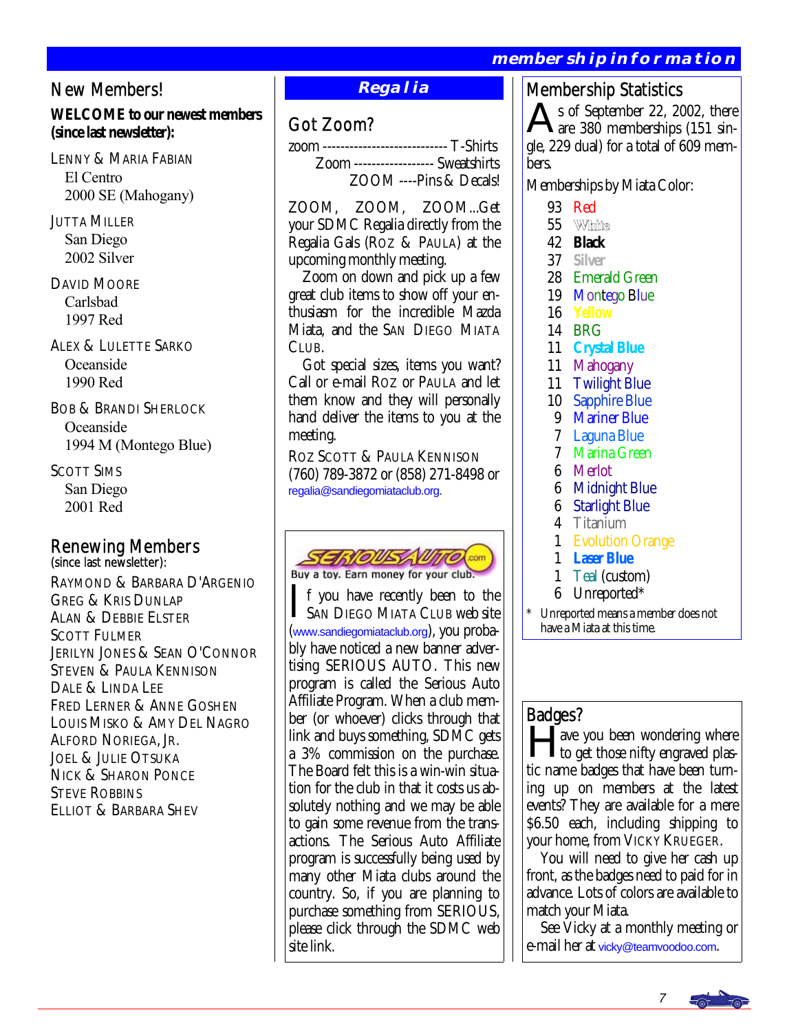# membership information

## New Members!

**WELCOME to our newest members (since last newsletter):**

LENNY & MARIA FABIAN
El Centro
2000 SE (Mahogany)

JUTTA MILLER
San Diego
2002 Silver

DAVID MOORE
Carlsbad
1997 Red

ALEX & LULETTE SARKO
Oceanside
1990 Red

BOB & BRANDI SHERLOCK
Oceanside
1994 M (Montego Blue)

SCOTT SIMS
San Diego
2001 Red

## Renewing Members

(since last newsletter):

RAYMOND & BARBARA D'ARGENIO
GREG & KRIS DUNLAP
ALAN & DEBBIE ELSTER
SCOTT FULMER
JERILYN JONES & SEAN O'CONNOR
STEVEN & PAULA KENNISON
DALE & LINDA LEE
FRED LERNER & ANNE GOSHEN
LOUIS MISKO & AMY DEL NAGRO
ALFORD NORIEGA, JR.
JOEL & JULIE OTSUKA
NICK & SHARON PONCE
STEVE ROBBINS
ELLIOT & BARBARA SHEV

## Regalia

### Got Zoom?

zoom ---------------------------- T-Shirts
Zoom ------------------ Sweatshirts
ZOOM ----Pins & Decals!

ZOOM, ZOOM, ZOOM...Get your SDMC Regalia directly from the Regalia Gals (ROZ & PAULA) at the upcoming monthly meeting.

Zoom on down and pick up a few great club items to show off your enthusiasm for the incredible Mazda Miata, and the SAN DIEGO MIATA CLUB.

Got special sizes, items you want? Call or e-mail ROZ or PAULA and let them know and they will personally hand deliver the items to you at the meeting.

ROZ SCOTT & PAULA KENNISON
(760) 789-3872 or (858) 271-8498 or regalia@sandiegomiataclub.org.

SERIOUSAUTO.com
Buy a toy. Earn money for your club.

If you have recently been to the SAN DIEGO MIATA CLUB web site (www.sandiegomiataclub.org), you probably have noticed a new banner advertising SERIOUS AUTO. This new program is called the Serious Auto Affiliate Program. When a club member (or whoever) clicks through that link and buys something, SDMC gets a 3% commission on the purchase. The Board felt this is a win-win situation for the club in that it costs us absolutely nothing and we may be able to gain some revenue from the transactions. The Serious Auto Affiliate program is successfully being used by many other Miata clubs around the country. So, if you are planning to purchase something from SERIOUS, please click through the SDMC web site link.

## Membership Statistics

As of September 22, 2002, there are 380 memberships (151 single, 229 dual) for a total of 609 members.

Memberships by Miata Color:

| Count | Color |
|---|---|
| 93 | Red |
| 55 | White |
| 42 | Black |
| 37 | Silver |
| 28 | Emerald Green |
| 19 | Montego Blue |
| 16 | Yellow |
| 14 | BRG |
| 11 | Crystal Blue |
| 11 | Mahogany |
| 11 | Twilight Blue |
| 10 | Sapphire Blue |
| 9 | Mariner Blue |
| 7 | Laguna Blue |
| 7 | Marina Green |
| 6 | Merlot |
| 6 | Midnight Blue |
| 6 | Starlight Blue |
| 4 | Titanium |
| 1 | Evolution Orange |
| 1 | Laser Blue |
| 1 | Teal (custom) |
| 6 | Unreported* |

\* Unreported means a member does not have a Miata at this time.

## Badges?

Have you been wondering where to get those nifty engraved plastic name badges that have been turning up on members at the latest events? They are available for a mere $6.50 each, including shipping to your home, from VICKY KRUEGER.

You will need to give her cash up front, as the badges need to paid for in advance. Lots of colors are available to match your Miata.

See Vicky at a monthly meeting or e-mail her at vicky@teamvoodoo.com.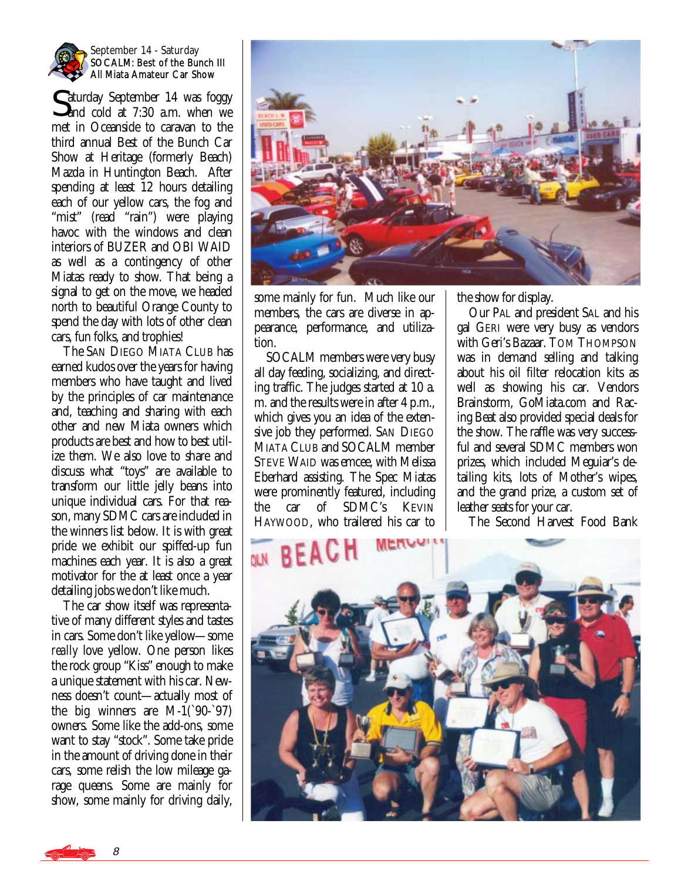September 14 - Saturday
**SOCALM: Best of the Bunch III All Miata Amateur Car Show**

Saturday September 14 was foggy and cold at 7:30 a.m. when we met in Oceanside to caravan to the third annual Best of the Bunch Car Show at Heritage (formerly Beach) Mazda in Huntington Beach. After spending at least 12 hours detailing each of our yellow cars, the fog and "mist" (read "rain") were playing havoc with the windows and clean interiors of BUZER and OBI WAID as well as a contingency of other Miatas ready to show. That being a signal to get on the move, we headed north to beautiful Orange County to spend the day with lots of other clean cars, fun folks, and trophies!

The SAN DIEGO MIATA CLUB has earned kudos over the years for having members who have taught and lived by the principles of car maintenance and, teaching and sharing with each other and new Miata owners which products are best and how to best utilize them. We also love to share and discuss what "toys" are available to transform our little jelly beans into unique individual cars. For that reason, many SDMC cars are included in the winners list below. It is with great pride we exhibit our spiffed-up fun machines each year. It is also a great motivator for the at least once a year detailing jobs we don't like much.

The car show itself was representative of many different styles and tastes in cars. Some don't like yellow—some *really* love yellow. One person likes the rock group "Kiss" enough to make a unique statement with his car. Newness doesn't count—actually most of the big winners are M-1(`90-`97) owners. Some like the add-ons, some want to stay "stock". Some take pride in the amount of driving done in their cars, some relish the low mileage garage queens. Some are mainly for show, some mainly for driving daily, some mainly for fun. Much like our members, the cars are diverse in appearance, performance, and utilization.

SOCALM members were very busy all day feeding, socializing, and directing traffic. The judges started at 10 a.m. and the results were in after 4 p.m., which gives you an idea of the extensive job they performed. SAN DIEGO MIATA CLUB and SOCALM member STEVE WAID was emcee, with Melissa Eberhard assisting. The Spec Miatas were prominently featured, including the car of SDMC's KEVIN HAYWOOD, who trailered his car to the show for display.

Our PAL and president SAL and his gal GERI were very busy as vendors with Geri's Bazaar. TOM THOMPSON was in demand selling and talking about his oil filter relocation kits as well as showing his car. Vendors Brainstorm, GoMiata.com and Racing Beat also provided special deals for the show. The raffle was very successful and several SDMC members won prizes, which included Meguiar's detailing kits, lots of Mother's wipes, and the grand prize, a custom set of leather seats for your car.

The Second Harvest Food Bank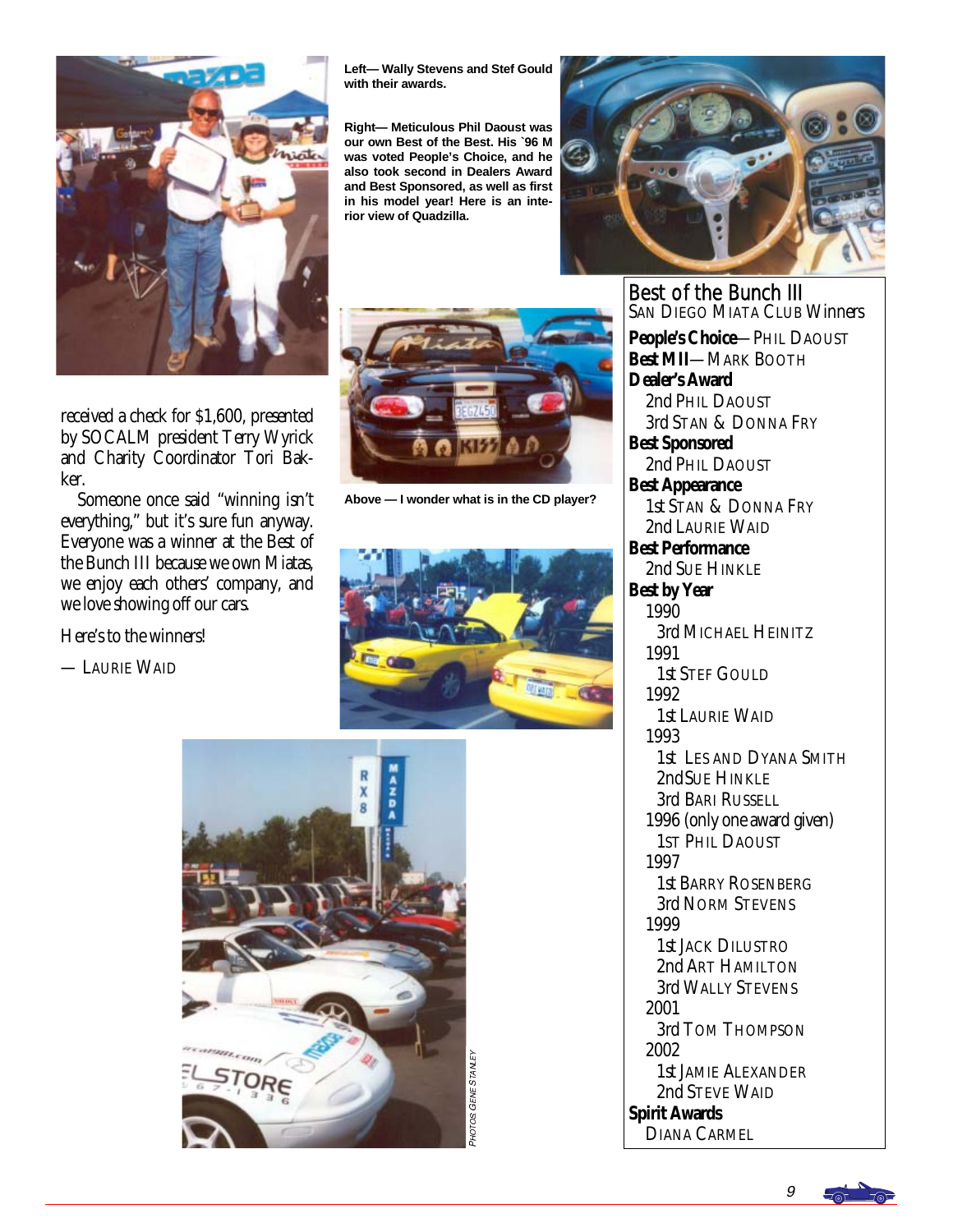Left— Wally Stevens and Stef Gould with their awards.

Right— Meticulous Phil Daoust was our own Best of the Best. His `96 M was voted People's Choice, and he also took second in Dealers Award and Best Sponsored, as well as first in his model year! Here is an interior view of Quadzilla.

received a check for $1,600, presented by SOCALM president Terry Wyrick and Charity Coordinator Tori Bakker.

Someone once said "winning isn't everything," but it's sure fun anyway. Everyone was a winner at the Best of the Bunch III because we own Miatas, we enjoy each others' company, and we love showing off our cars.

Here's to the winners!

— Laurie Waid

Above — I wonder what is in the CD player?

PHOTOS GENE STANLEY

## Best of the Bunch III
### San Diego Miata Club Winners

**People's Choice**— Phil Daoust

**Best MII**— Mark Booth

**Dealer's Award**
- 2nd Phil Daoust
- 3rd Stan & Donna Fry

**Best Sponsored**
- 2nd Phil Daoust

**Best Appearance**
- 1st Stan & Donna Fry
- 2nd Laurie Waid

**Best Performance**
- 2nd Sue Hinkle

**Best by Year**
- 1990
  - 3rd Michael Heinitz
- 1991
  - 1st Stef Gould
- 1992
  - 1st Laurie Waid
- 1993
  - 1st Les and Dyana Smith
  - 2nd Sue Hinkle
  - 3rd Bari Russell
- 1996 (only one award given)
  - 1st Phil Daoust
- 1997
  - 1st Barry Rosenberg
  - 3rd Norm Stevens
- 1999
  - 1st Jack Dilustro
  - 2nd Art Hamilton
  - 3rd Wally Stevens
- 2001
  - 3rd Tom Thompson
- 2002
  - 1st Jamie Alexander
  - 2nd Steve Waid

**Spirit Awards**
- Diana Carmel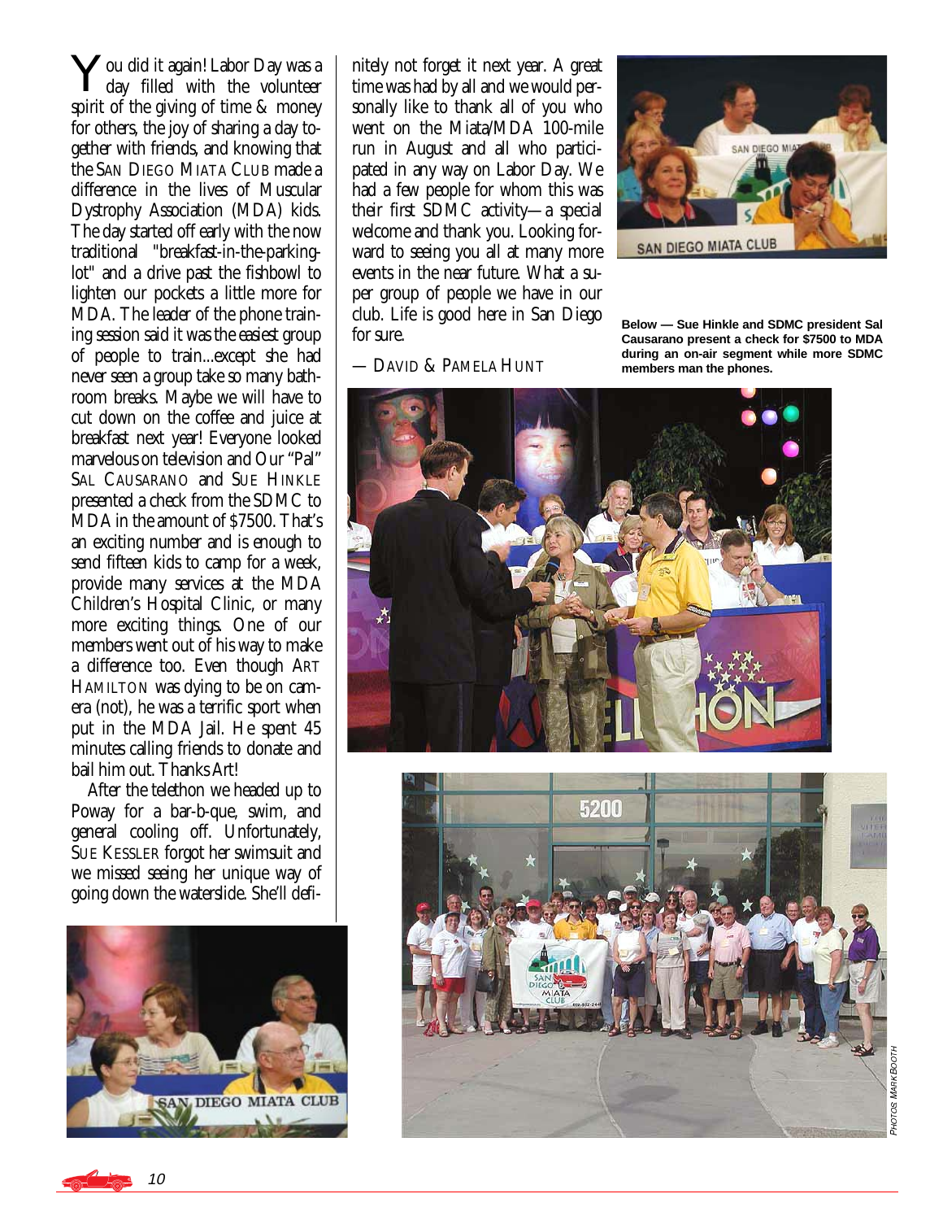You did it again! Labor Day was a day filled with the volunteer spirit of the giving of time & money for others, the joy of sharing a day together with friends, and knowing that the SAN DIEGO MIATA CLUB made a difference in the lives of Muscular Dystrophy Association (MDA) kids. The day started off early with the now traditional "breakfast-in-the-parking-lot" and a drive past the fishbowl to lighten our pockets a little more for MDA. The leader of the phone training session said it was the easiest group of people to train...except she had never seen a group take so many bathroom breaks. Maybe we will have to cut down on the coffee and juice at breakfast next year! Everyone looked marvelous on television and Our "Pal" SAL CAUSARANO and SUE HINKLE presented a check from the SDMC to MDA in the amount of $7500. That's an exciting number and is enough to send fifteen kids to camp for a week, provide many services at the MDA Children's Hospital Clinic, or many more exciting things. One of our members went out of his way to make a difference too. Even though ART HAMILTON was dying to be on camera (not), he was a terrific sport when put in the MDA Jail. He spent 45 minutes calling friends to donate and bail him out. Thanks Art!

After the telethon we headed up to Poway for a bar-b-que, swim, and general cooling off. Unfortunately, SUE KESSLER forgot her swimsuit and we missed seeing her unique way of going down the waterslide. She'll definitely not forget it next year. A great time was had by all and we would personally like to thank all of you who went on the Miata/MDA 100-mile run in August and all who participated in any way on Labor Day. We had a few people for whom this was their first SDMC activity—a special welcome and thank you. Looking forward to seeing you all at many more events in the near future. What a super group of people we have in our club. Life is good here in San Diego for sure.

— DAVID & PAMELA HUNT

**Below — Sue Hinkle and SDMC president Sal Causarano present a check for $7500 to MDA during an on-air segment while more SDMC members man the phones.**

*PHOTOS MARK BOOTH*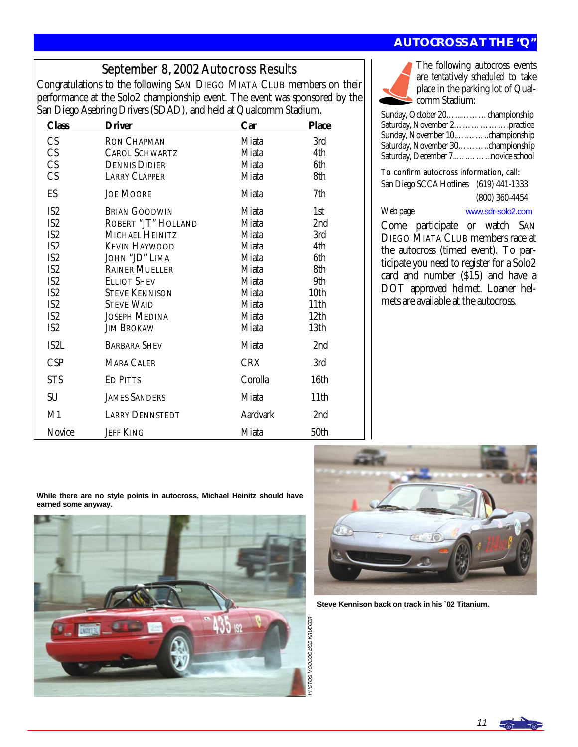## AUTOCROSS AT THE "Q"

### September 8, 2002 Autocross Results

Congratulations to the following San Diego Miata Club members on their performance at the Solo2 championship event. The event was sponsored by the San Diego Asebring Drivers (SDAD), and held at Qualcomm Stadium.

| Class | Driver | Car | Place |
|---|---|---|---|
| CS | Ron Chapman | Miata | 3rd |
| CS | Carol Schwartz | Miata | 4th |
| CS | Dennis Didier | Miata | 6th |
| CS | Larry Clapper | Miata | 8th |
| ES | Joe Moore | Miata | 7th |
| IS2 | Brian Goodwin | Miata | 1st |
| IS2 | Robert "JT" Holland | Miata | 2nd |
| IS2 | Michael Heinitz | Miata | 3rd |
| IS2 | Kevin Haywood | Miata | 4th |
| IS2 | John "JD" Lima | Miata | 6th |
| IS2 | Rainer Mueller | Miata | 8th |
| IS2 | Elliot Shev | Miata | 9th |
| IS2 | Steve Kennison | Miata | 10th |
| IS2 | Steve Waid | Miata | 11th |
| IS2 | Joseph Medina | Miata | 12th |
| IS2 | Jim Brokaw | Miata | 13th |
| IS2L | Barbara Shev | Miata | 2nd |
| CSP | Mara Caler | CRX | 3rd |
| STS | Ed Pitts | Corolla | 16th |
| SU | James Sanders | Miata | 11th |
| M1 | Larry Dennstedt | Aardvark | 2nd |
| Novice | Jeff King | Miata | 50th |

The following autocross events are tentatively scheduled to take place in the parking lot of Qualcomm Stadium:

Sunday, October 20………..………championship
Saturday, November 2………………..practice
Sunday, November 10………..championship
Saturday, November 30………..championship
Saturday, December 7………..novice school

To confirm autocross information, call:
San Diego SCCA Hotlines (619) 441-1333
(800) 360-4454

Web page www.sdr-solo2.com

Come participate or watch San Diego Miata Club members race at the autocross (timed event). To participate you need to register for a Solo2 card and number ($15) and have a DOT approved helmet. Loaner helmets are available at the autocross.

**While there are no style points in autocross, Michael Heinitz should have earned some anyway.**

**Steve Kennison back on track in his `02 Titanium.**

*Photos Voodoo Bob Krueger*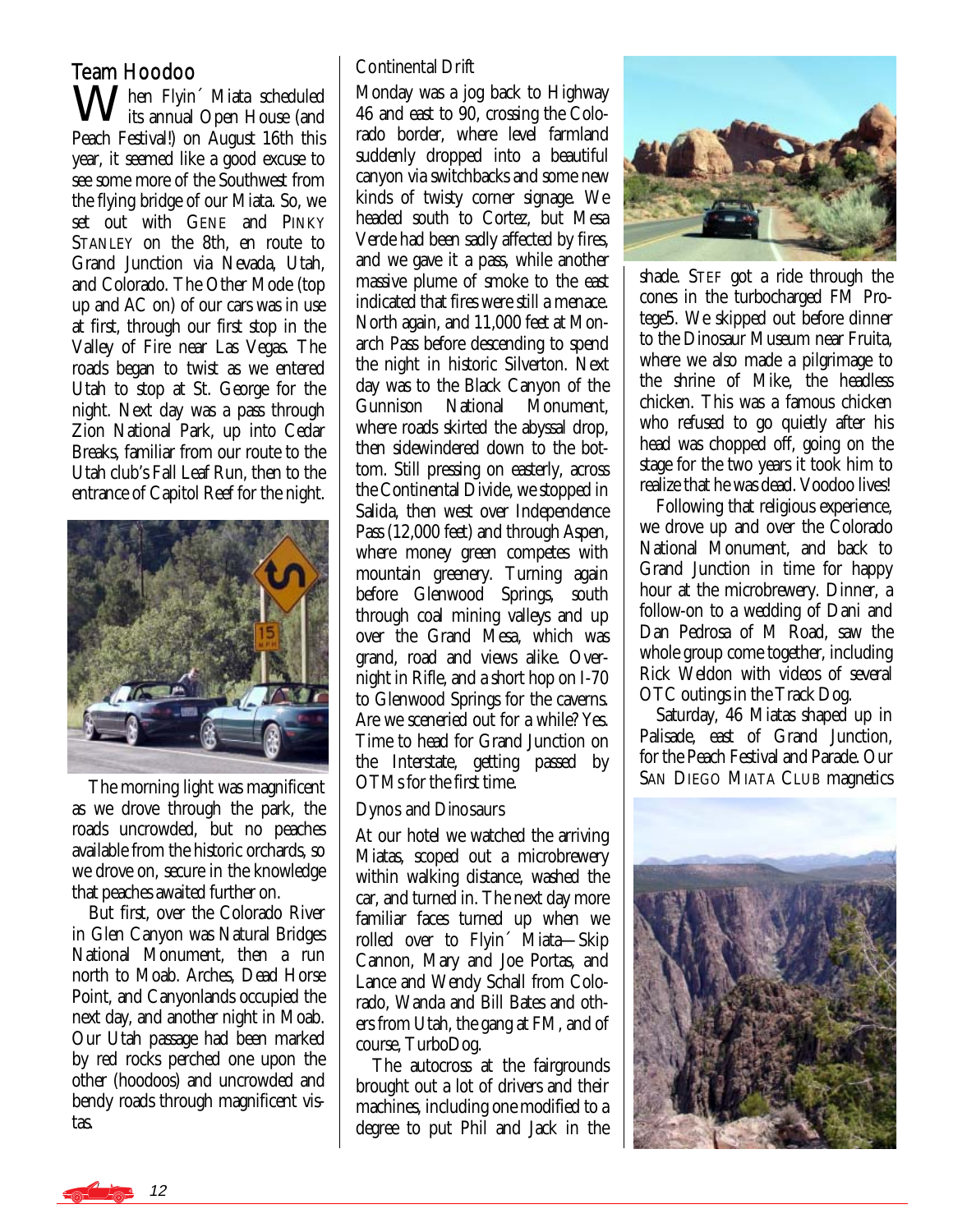## Team Hoodoo

When Flyin´ Miata scheduled its annual Open House (and Peach Festival!) on August 16th this year, it seemed like a good excuse to see some more of the Southwest from the flying bridge of our Miata. So, we set out with GENE and PINKY STANLEY on the 8th, en route to Grand Junction via Nevada, Utah, and Colorado. The Other Mode (top up and AC on) of our cars was in use at first, through our first stop in the Valley of Fire near Las Vegas. The roads began to twist as we entered Utah to stop at St. George for the night. Next day was a pass through Zion National Park, up into Cedar Breaks, familiar from our route to the Utah club's Fall Leaf Run, then to the entrance of Capitol Reef for the night.

The morning light was magnificent as we drove through the park, the roads uncrowded, but no peaches available from the historic orchards, so we drove on, secure in the knowledge that peaches awaited further on.

But first, over the Colorado River in Glen Canyon was Natural Bridges National Monument, then a run north to Moab. Arches, Dead Horse Point, and Canyonlands occupied the next day, and another night in Moab. Our Utah passage had been marked by red rocks perched one upon the other (hoodoos) and uncrowded and bendy roads through magnificent vistas.

### Continental Drift

Monday was a jog back to Highway 46 and east to 90, crossing the Colorado border, where level farmland suddenly dropped into a beautiful canyon via switchbacks and some new kinds of twisty corner signage. We headed south to Cortez, but Mesa Verde had been sadly affected by fires, and we gave it a pass, while another massive plume of smoke to the east indicated that fires were still a menace. North again, and 11,000 feet at Monarch Pass before descending to spend the night in historic Silverton. Next day was to the Black Canyon of the Gunnison National Monument, where roads skirted the abyssal drop, then sidewindered down to the bottom. Still pressing on easterly, across the Continental Divide, we stopped in Salida, then west over Independence Pass (12,000 feet) and through Aspen, where money green competes with mountain greenery. Turning again before Glenwood Springs, south through coal mining valleys and up over the Grand Mesa, which was grand, road and views alike. Overnight in Rifle, and a short hop on I-70 to Glenwood Springs for the caverns. Are we sceneried out for a while? Yes. Time to head for Grand Junction on the Interstate, getting passed by OTMs for the first time.

### Dynos and Dinosaurs

At our hotel we watched the arriving Miatas, scoped out a microbrewery within walking distance, washed the car, and turned in. The next day more familiar faces turned up when we rolled over to Flyin´ Miata—Skip Cannon, Mary and Joe Portas, and Lance and Wendy Schall from Colorado, Wanda and Bill Bates and others from Utah, the gang at FM, and of course, TurboDog.

The autocross at the fairgrounds brought out a lot of drivers and their machines, including one modified to a degree to put Phil and Jack in the shade. STEF got a ride through the cones in the turbocharged FM Protege5. We skipped out before dinner to the Dinosaur Museum near Fruita, where we also made a pilgrimage to the shrine of Mike, the headless chicken. This was a famous chicken who refused to go quietly after his head was chopped off, going on the stage for the two years it took him to realize that he was dead. Voodoo lives!

Following that religious experience, we drove up and over the Colorado National Monument, and back to Grand Junction in time for happy hour at the microbrewery. Dinner, a follow-on to a wedding of Dani and Dan Pedrosa of M Road, saw the whole group come together, including Rick Weldon with videos of several OTC outings in the Track Dog.

Saturday, 46 Miatas shaped up in Palisade, east of Grand Junction, for the Peach Festival and Parade. Our SAN DIEGO MIATA CLUB magnetics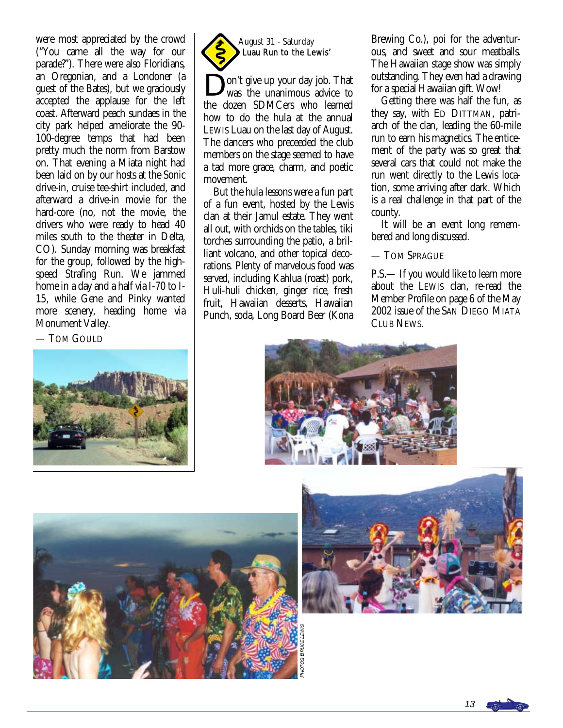were most appreciated by the crowd ("You came all the way for our parade?"). There were also Floridians, an Oregonian, and a Londoner (a guest of the Bates), but we graciously accepted the applause for the left coast. Afterward peach sundaes in the city park helped ameliorate the 90-100-degree temps that had been pretty much the norm from Barstow on. That evening a Miata night had been laid on by our hosts at the Sonic drive-in, cruise tee-shirt included, and afterward a drive-in movie for the hard-core (no, not the movie, the drivers who were ready to head 40 miles south to the theater in Delta, CO). Sunday morning was breakfast for the group, followed by the high-speed Strafing Run. We jammed home in a day and a half via I-70 to I-15, while Gene and Pinky wanted more scenery, heading home via Monument Valley.

— TOM GOULD

## August 31 - Saturday
## Luau Run to the Lewis'

Don't give up your day job. That was the unanimous advice to the dozen SDMCers who learned how to do the hula at the annual LEWIS Luau on the last day of August. The dancers who preceeded the club members on the stage seemed to have a tad more grace, charm, and poetic movement.

But the hula lessons were a fun part of a fun event, hosted by the Lewis clan at their Jamul estate. They went all out, with orchids on the tables, tiki torches surrounding the patio, a brilliant volcano, and other topical decorations. Plenty of marvelous food was served, including Kahlua (roast) pork, Huli-huli chicken, ginger rice, fresh fruit, Hawaiian desserts, Hawaiian Punch, soda, Long Board Beer (Kona Brewing Co.), poi for the adventurous, and sweet and sour meatballs. The Hawaiian stage show was simply outstanding. They even had a drawing for a special Hawaiian gift. Wow!

Getting there was half the fun, as they say, with ED DITTMAN, patriarch of the clan, leading the 60-mile run to earn his magnetics. The enticement of the party was so great that several cars that could not make the run went directly to the Lewis location, some arriving after dark. Which is a real challenge in that part of the county.

It will be an event long remembered and long discussed.

— TOM SPRAGUE

P.S.— If you would like to learn more about the LEWIS clan, re-read the Member Profile on page 6 of the May 2002 issue of the SAN DIEGO MIATA CLUB NEWS.

*PHOTOS BRUCE LEWIS*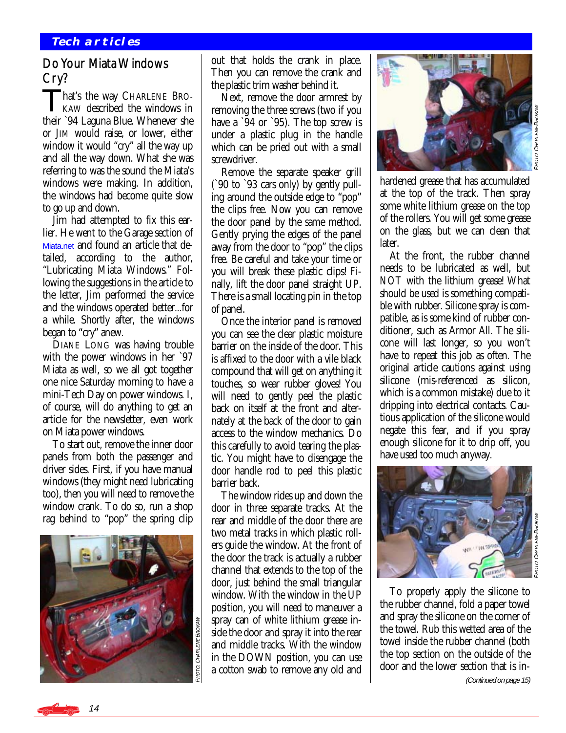## Tech articles

# Do Your Miata Windows Cry?

That's the way CHARLENE BROKAW described the windows in their `94 Laguna Blue. Whenever she or JIM would raise, or lower, either window it would "cry" all the way up and all the way down. What she was referring to was the sound the Miata's windows were making. In addition, the windows had become quite slow to go up and down.

Jim had attempted to fix this earlier. He went to the Garage section of Miata.net and found an article that detailed, according to the author, "Lubricating Miata Windows." Following the suggestions in the article to the letter, Jim performed the service and the windows operated better...for a while. Shortly after, the windows began to "cry" anew.

DIANE LONG was having trouble with the power windows in her `97 Miata as well, so we all got together one nice Saturday morning to have a mini-Tech Day on power windows. I, of course, will do anything to get an article for the newsletter, even work on Miata power windows.

To start out, remove the inner door panels from both the passenger and driver sides. First, if you have manual windows (they might need lubricating too), then you will need to remove the window crank. To do so, run a shop rag behind to "pop" the spring clip out that holds the crank in place. Then you can remove the crank and the plastic trim washer behind it.

PHOTO: CHARLENE BROKAW

Next, remove the door armrest by removing the three screws (two if you have a `94 or `95). The top screw is under a plastic plug in the handle which can be pried out with a small screwdriver.

Remove the separate speaker grill (`90 to `93 cars only) by gently pulling around the outside edge to "pop" the clips free. Now you can remove the door panel by the same method. Gently prying the edges of the panel away from the door to "pop" the clips free. Be careful and take your time or you will break these plastic clips! Finally, lift the door panel straight UP. There is a small locating pin in the top of panel.

Once the interior panel is removed you can see the clear plastic moisture barrier on the inside of the door. This is affixed to the door with a vile black compound that will get on anything it touches, so wear rubber gloves! You will need to gently peel the plastic back on itself at the front and alternately at the back of the door to gain access to the window mechanics. Do this carefully to avoid tearing the plastic. You might have to disengage the door handle rod to peel this plastic barrier back.

The window rides up and down the door in three separate tracks. At the rear and middle of the door there are two metal tracks in which plastic rollers guide the window. At the front of the door the track is actually a rubber channel that extends to the top of the door, just behind the small triangular window. With the window in the UP position, you will need to maneuver a spray can of white lithium grease inside the door and spray it into the rear and middle tracks. With the window in the DOWN position, you can use a cotton swab to remove any old and hardened grease that has accumulated at the top of the track. Then spray some white lithium grease on the top of the rollers. You will get some grease on the glass, but we can clean that later.

PHOTO: CHARLENE BROKAW

At the front, the rubber channel needs to be lubricated as well, but NOT with the lithium grease! What should be used is something compatible with rubber. Silicone spray is compatible, as is some kind of rubber conditioner, such as Armor All. The silicone will last longer, so you won't have to repeat this job as often. The original article cautions against using silicone (mis-referenced as silicon, which is a common mistake) due to it dripping into electrical contacts. Cautious application of the silicone would negate this fear, and if you spray enough silicone for it to drip off, you have used too much anyway.

PHOTO: CHARLENE BROKAW

To properly apply the silicone to the rubber channel, fold a paper towel and spray the silicone on the corner of the towel. Rub this wetted area of the towel inside the rubber channel (both the top section on the outside of the door and the lower section that is in-

*(Continued on page 15)*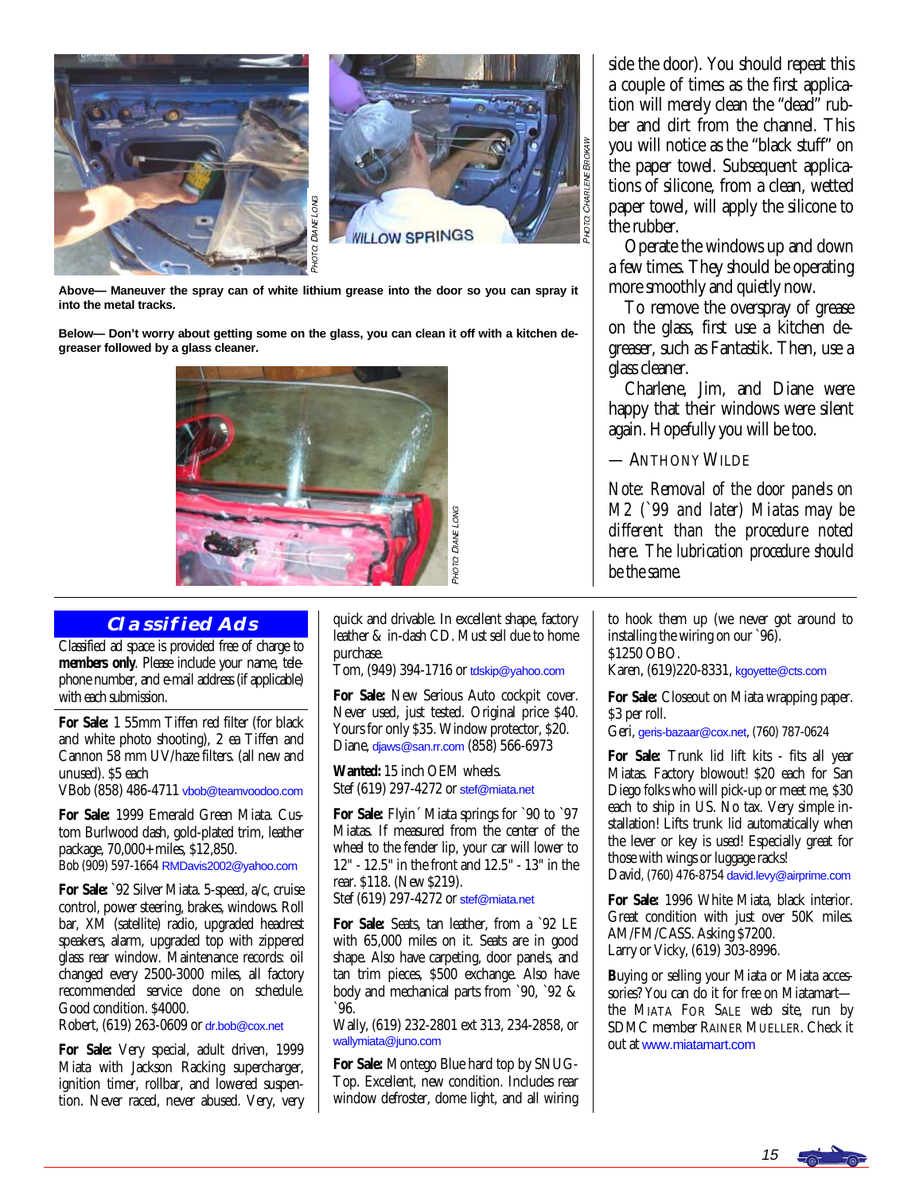Above— Maneuver the spray can of white lithium grease into the door so you can spray it into the metal tracks.

Below— Don't worry about getting some on the glass, you can clean it off with a kitchen degreaser followed by a glass cleaner.

PHOTO: DIANE LONG

PHOTO: CHARLENE BROKAW

PHOTO: DIANE LONG

side the door). You should repeat this a couple of times as the first application will merely clean the "dead" rubber and dirt from the channel. This you will notice as the "black stuff" on the paper towel. Subsequent applications of silicone, from a clean, wetted paper towel, will apply the silicone to the rubber.

Operate the windows up and down a few times. They should be operating more smoothly and quietly now.

To remove the overspray of grease on the glass, first use a kitchen degreaser, such as Fantastik. Then, use a glass cleaner.

Charlene, Jim, and Diane were happy that their windows were silent again. Hopefully you will be too.

— Anthony Wilde

*Note: Removal of the door panels on M2 (`99 and later) Miatas may be different than the procedure noted here. The lubrication procedure should be the same.*

## Classified Ads

Classified ad space is provided free of charge to **members only**. Please include your name, telephone number, and e-mail address (if applicable) with each submission.

**For Sale:** 1 55mm Tiffen red filter (for black and white photo shooting), 2 ea Tiffen and Cannon 58 mm UV/haze filters. (all new and unused). $5 each
VBob (858) 486-4711 vbob@teamvoodoo.com

**For Sale:** 1999 Emerald Green Miata. Custom Burlwood dash, gold-plated trim, leather package, 70,000+ miles, $12,850.
Bob (909) 597-1664 RMDavis2002@yahoo.com

**For Sale:** `92 Silver Miata. 5-speed, a/c, cruise control, power steering, brakes, windows. Roll bar, XM (satellite) radio, upgraded headrest speakers, alarm, upgraded top with zippered glass rear window. Maintenance records: oil changed every 2500-3000 miles, all factory recommended service done on schedule. Good condition. $4000.
Robert, (619) 263-0609 or dr.bob@cox.net

**For Sale:** Very special, adult driven, 1999 Miata with Jackson Racking supercharger, ignition timer, rollbar, and lowered suspension. Never raced, never abused. Very, very quick and drivable. In excellent shape, factory leather & in-dash CD. Must sell due to home purchase.
Tom, (949) 394-1716 or tdskip@yahoo.com

**For Sale:** New Serious Auto cockpit cover. Never used, just tested. Original price $40. Yours for only $35. Window protector, $20.
Diane, djaws@san.rr.com (858) 566-6973

**Wanted:** 15 inch OEM wheels.
Stef (619) 297-4272 or stef@miata.net

**For Sale:** Flyin´ Miata springs for `90 to `97 Miatas. If measured from the center of the wheel to the fender lip, your car will lower to 12" - 12.5" in the front and 12.5" - 13" in the rear. $118. (New $219).
Stef (619) 297-4272 or stef@miata.net

**For Sale:** Seats, tan leather, from a `92 LE with 65,000 miles on it. Seats are in good shape. Also have carpeting, door panels, and tan trim pieces, $500 exchange. Also have body and mechanical parts from `90, `92 & `96.
Wally, (619) 232-2801 ext 313, 234-2858, or wallymiata@juno.com

**For Sale:** Montego Blue hard top by SNUG-Top. Excellent, new condition. Includes rear window defroster, dome light, and all wiring to hook them up (we never got around to installing the wiring on our `96).
$1250 OBO.
Karen, (619)220-8331, kgoyette@cts.com

**For Sale:** Closeout on Miata wrapping paper. $3 per roll.
Geri, geris-bazaar@cox.net, (760) 787-0624

**For Sale:** Trunk lid lift kits - fits all year Miatas. Factory blowout! $20 each for San Diego folks who will pick-up or meet me, $30 each to ship in US. No tax. Very simple installation! Lifts trunk lid automatically when the lever or key is used! Especially great for those with wings or luggage racks!
David, (760) 476-8754 david.levy@airprime.com

**For Sale:** 1996 White Miata, black interior. Great condition with just over 50K miles. AM/FM/CASS. Asking $7200.
Larry or Vicky, (619) 303-8996.

**B**uying or selling your Miata or Miata accessories? You can do it for free on Miatamart—the Miata For Sale web site, run by SDMC member Rainer Mueller. Check it out at www.miatamart.com